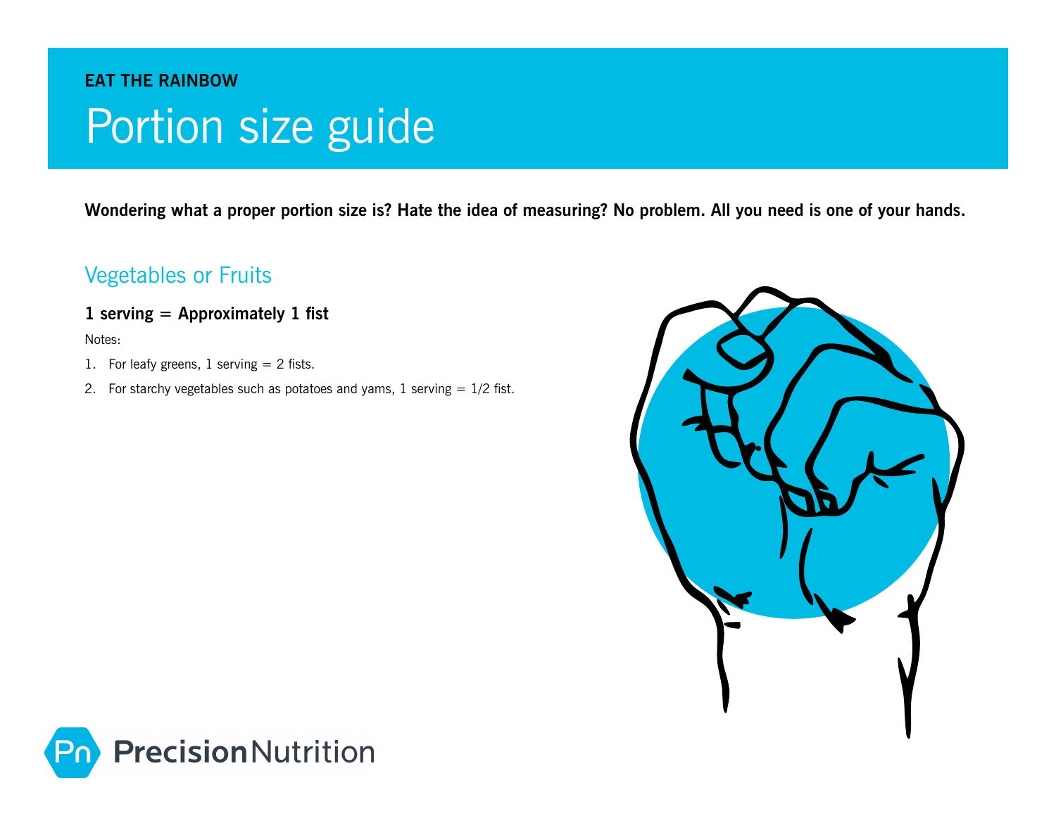EAT THE RAINBOW

# Portion size guide

**Wondering what a proper portion size is? Hate the idea of measuring? No problem. All you need is one of your hands.**

## Vegetables or Fruits

**1 serving = Approximately 1 fist**

Notes:

1. For leafy greens, 1 serving = 2 fists.
2. For starchy vegetables such as potatoes and yams, 1 serving = 1/2 fist.

Precision Nutrition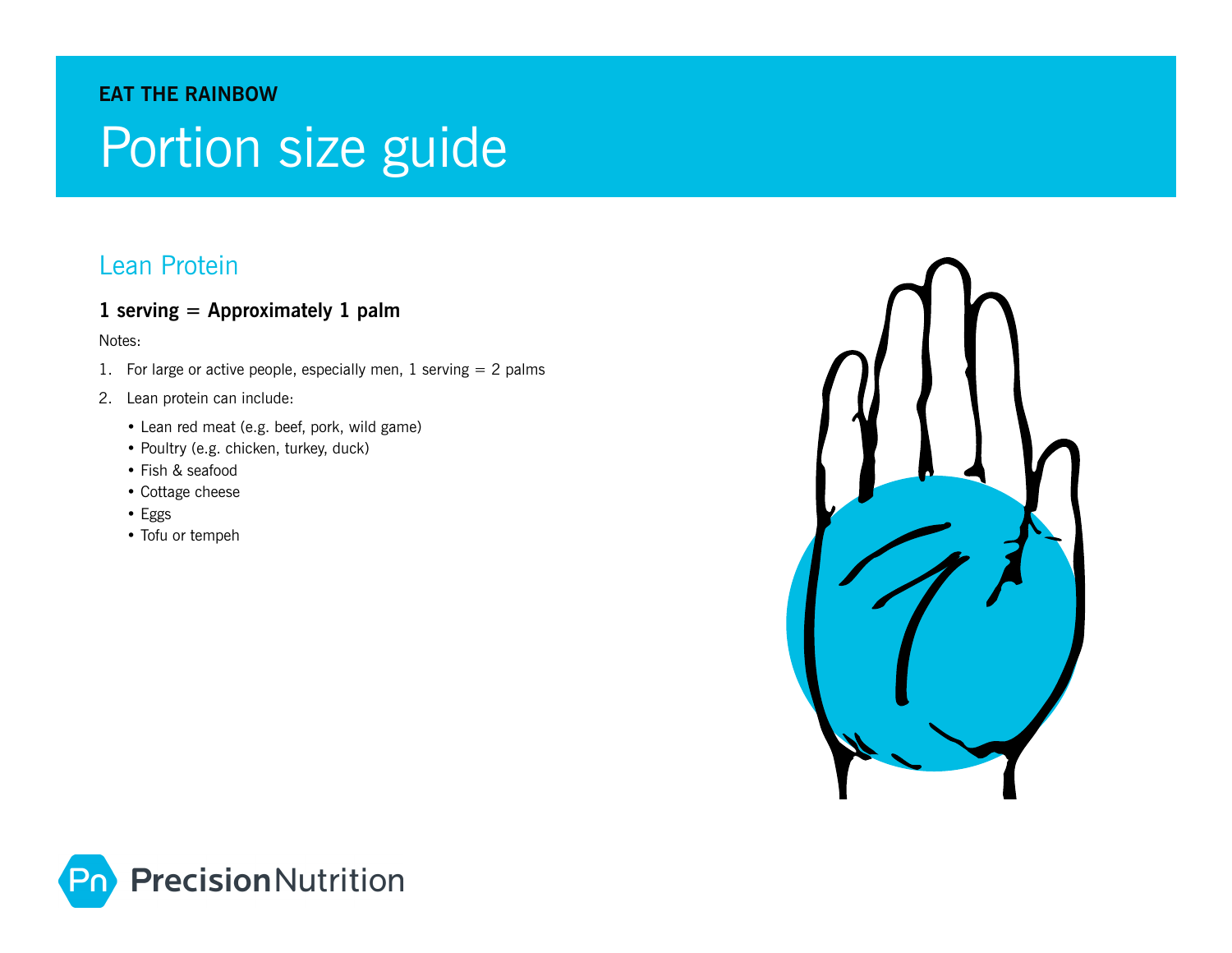EAT THE RAINBOW

# Portion size guide

## Lean Protein

**1 serving = Approximately 1 palm**

Notes:

1. For large or active people, especially men, 1 serving = 2 palms
2. Lean protein can include:
   - Lean red meat (e.g. beef, pork, wild game)
   - Poultry (e.g. chicken, turkey, duck)
   - Fish & seafood
   - Cottage cheese
   - Eggs
   - Tofu or tempeh

PrecisionNutrition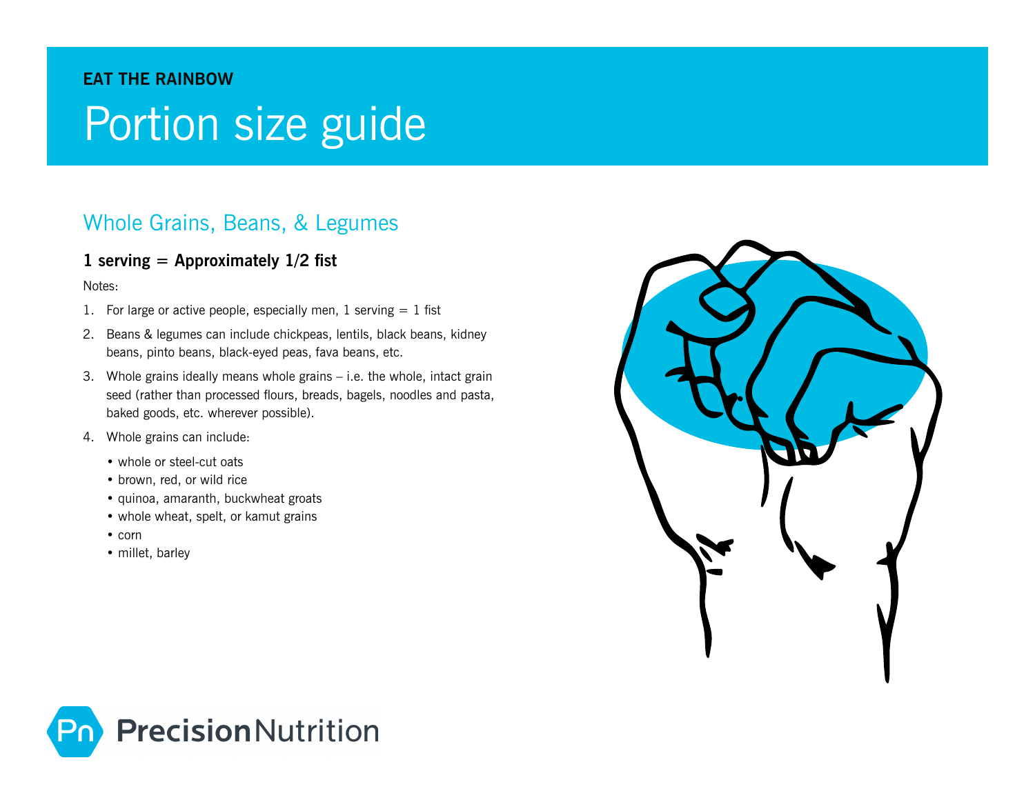EAT THE RAINBOW

# Portion size guide

## Whole Grains, Beans, & Legumes

**1 serving = Approximately 1/2 fist**

Notes:

1. For large or active people, especially men, 1 serving = 1 fist
2. Beans & legumes can include chickpeas, lentils, black beans, kidney beans, pinto beans, black-eyed peas, fava beans, etc.
3. Whole grains ideally means whole grains – i.e. the whole, intact grain seed (rather than processed flours, breads, bagels, noodles and pasta, baked goods, etc. wherever possible).
4. Whole grains can include:
    - whole or steel-cut oats
    - brown, red, or wild rice
    - quinoa, amaranth, buckwheat groats
    - whole wheat, spelt, or kamut grains
    - corn
    - millet, barley

Precision Nutrition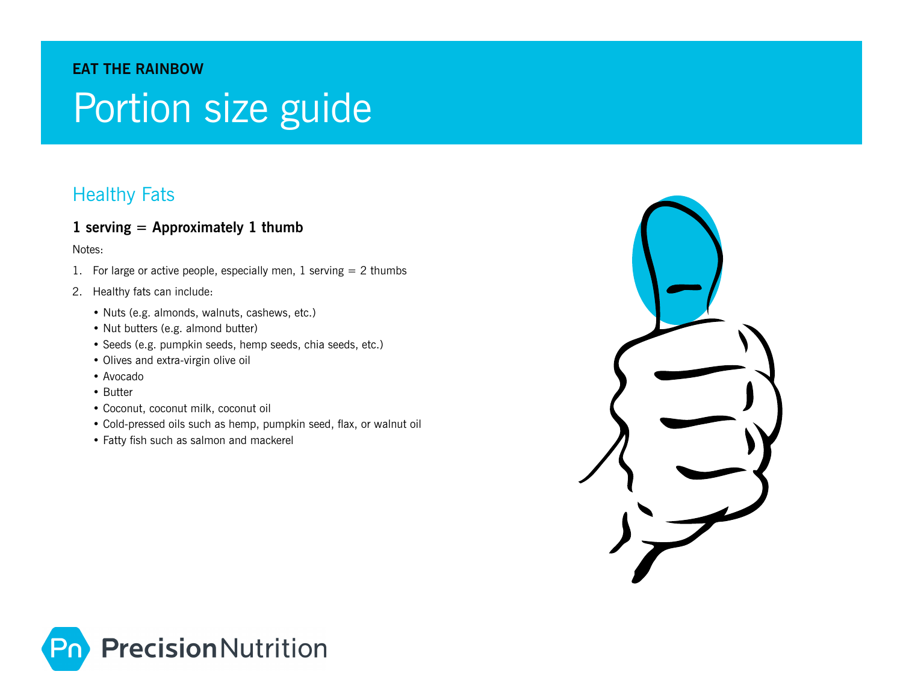EAT THE RAINBOW

# Portion size guide

## Healthy Fats

**1 serving = Approximately 1 thumb**

Notes:

1. For large or active people, especially men, 1 serving = 2 thumbs
2. Healthy fats can include:
   - Nuts (e.g. almonds, walnuts, cashews, etc.)
   - Nut butters (e.g. almond butter)
   - Seeds (e.g. pumpkin seeds, hemp seeds, chia seeds, etc.)
   - Olives and extra-virgin olive oil
   - Avocado
   - Butter
   - Coconut, coconut milk, coconut oil
   - Cold-pressed oils such as hemp, pumpkin seed, flax, or walnut oil
   - Fatty fish such as salmon and mackerel

Precision Nutrition